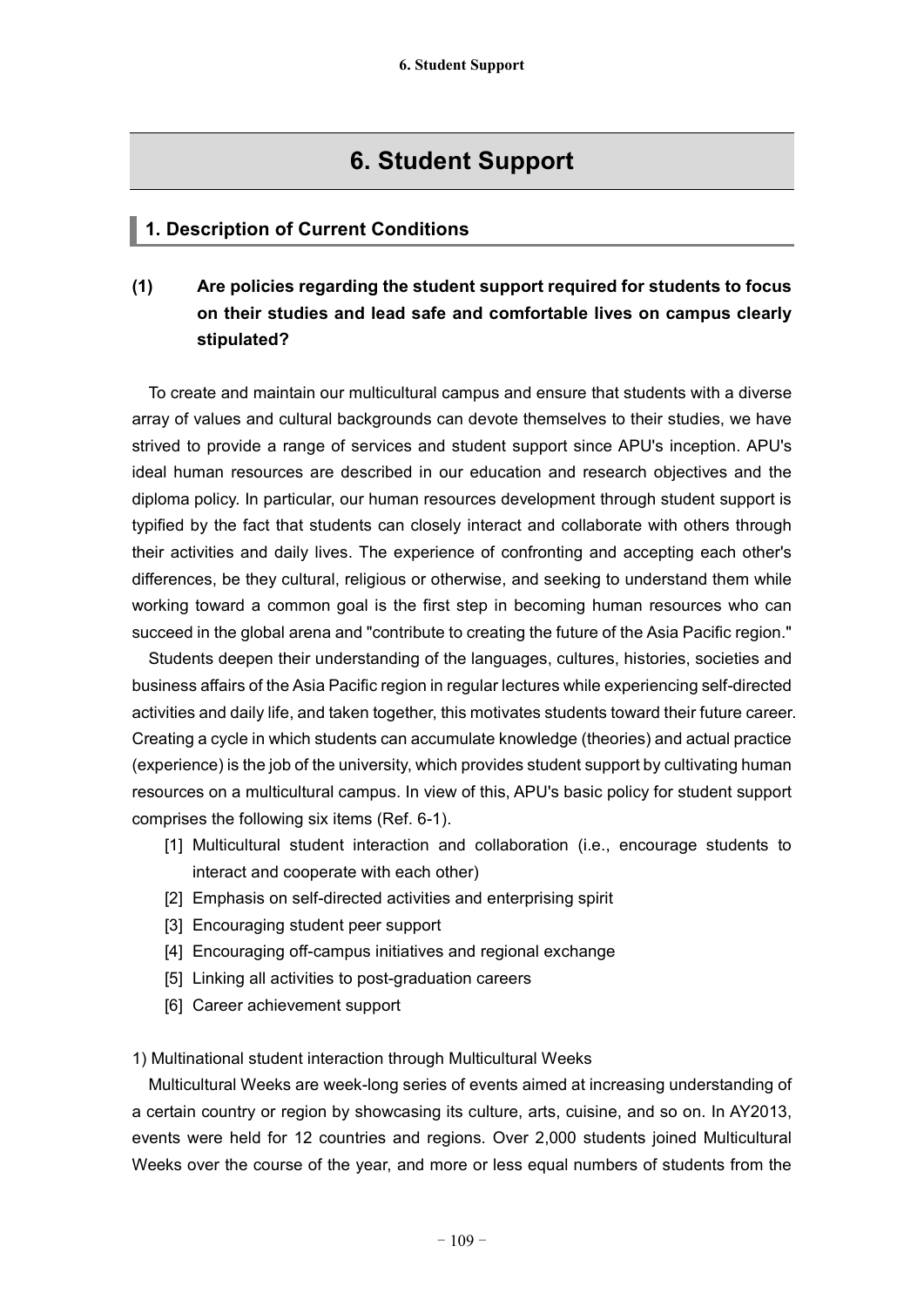# 6. Student Support

## 1. Description of Current Conditions

### (1) Are policies regarding the student support required for students to focus on their studies and lead safe and comfortable lives on campus clearly stipulated?

To create and maintain our multicultural campus and ensure that students with a diverse array of values and cultural backgrounds can devote themselves to their studies, we have strived to provide a range of services and student support since APU's inception. APU's ideal human resources are described in our education and research objectives and the diploma policy. In particular, our human resources development through student support is typified by the fact that students can closely interact and collaborate with others through their activities and daily lives. The experience of confronting and accepting each other's differences, be they cultural, religious or otherwise, and seeking to understand them while working toward a common goal is the first step in becoming human resources who can succeed in the global arena and "contribute to creating the future of the Asia Pacific region."

Students deepen their understanding of the languages, cultures, histories, societies and business affairs of the Asia Pacific region in regular lectures while experiencing self-directed activities and daily life, and taken together, this motivates students toward their future career. Creating a cycle in which students can accumulate knowledge (theories) and actual practice (experience) is the job of the university, which provides student support by cultivating human resources on a multicultural campus. In view of this, APU's basic policy for student support comprises the following six items (Ref. 6-1).

[1] Multicultural student interaction and collaboration (i.e., encourage students to interact and cooperate with each other)
[2] Emphasis on self-directed activities and enterprising spirit
[3] Encouraging student peer support
[4] Encouraging off-campus initiatives and regional exchange
[5] Linking all activities to post-graduation careers
[6] Career achievement support

1) Multinational student interaction through Multicultural Weeks

Multicultural Weeks are week-long series of events aimed at increasing understanding of a certain country or region by showcasing its culture, arts, cuisine, and so on. In AY2013, events were held for 12 countries and regions. Over 2,000 students joined Multicultural Weeks over the course of the year, and more or less equal numbers of students from the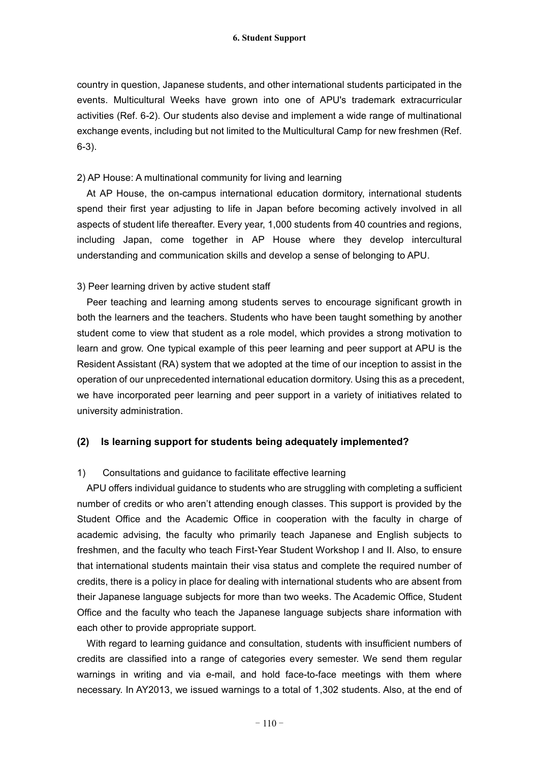country in question, Japanese students, and other international students participated in the events. Multicultural Weeks have grown into one of APU's trademark extracurricular activities (Ref. 6-2). Our students also devise and implement a wide range of multinational exchange events, including but not limited to the Multicultural Camp for new freshmen (Ref. 6-3).

2) AP House: A multinational community for living and learning

At AP House, the on-campus international education dormitory, international students spend their first year adjusting to life in Japan before becoming actively involved in all aspects of student life thereafter. Every year, 1,000 students from 40 countries and regions, including Japan, come together in AP House where they develop intercultural understanding and communication skills and develop a sense of belonging to APU.

3) Peer learning driven by active student staff

Peer teaching and learning among students serves to encourage significant growth in both the learners and the teachers. Students who have been taught something by another student come to view that student as a role model, which provides a strong motivation to learn and grow. One typical example of this peer learning and peer support at APU is the Resident Assistant (RA) system that we adopted at the time of our inception to assist in the operation of our unprecedented international education dormitory. Using this as a precedent, we have incorporated peer learning and peer support in a variety of initiatives related to university administration.

### (2) Is learning support for students being adequately implemented?

1) Consultations and guidance to facilitate effective learning

APU offers individual guidance to students who are struggling with completing a sufficient number of credits or who aren't attending enough classes. This support is provided by the Student Office and the Academic Office in cooperation with the faculty in charge of academic advising, the faculty who primarily teach Japanese and English subjects to freshmen, and the faculty who teach First-Year Student Workshop I and II. Also, to ensure that international students maintain their visa status and complete the required number of credits, there is a policy in place for dealing with international students who are absent from their Japanese language subjects for more than two weeks. The Academic Office, Student Office and the faculty who teach the Japanese language subjects share information with each other to provide appropriate support.

With regard to learning guidance and consultation, students with insufficient numbers of credits are classified into a range of categories every semester. We send them regular warnings in writing and via e-mail, and hold face-to-face meetings with them where necessary. In AY2013, we issued warnings to a total of 1,302 students. Also, at the end of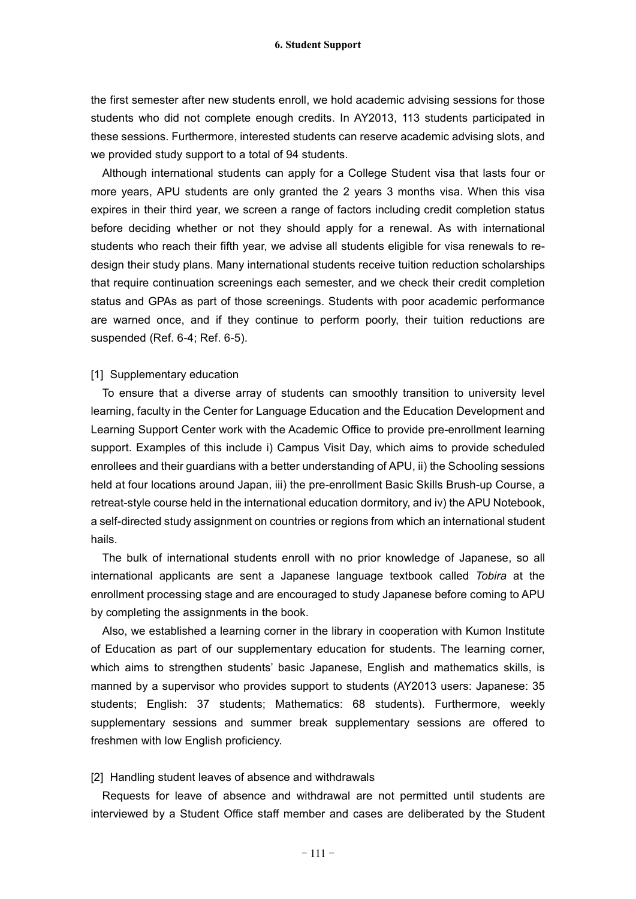the first semester after new students enroll, we hold academic advising sessions for those students who did not complete enough credits. In AY2013, 113 students participated in these sessions. Furthermore, interested students can reserve academic advising slots, and we provided study support to a total of 94 students.

Although international students can apply for a College Student visa that lasts four or more years, APU students are only granted the 2 years 3 months visa. When this visa expires in their third year, we screen a range of factors including credit completion status before deciding whether or not they should apply for a renewal. As with international students who reach their fifth year, we advise all students eligible for visa renewals to re-design their study plans. Many international students receive tuition reduction scholarships that require continuation screenings each semester, and we check their credit completion status and GPAs as part of those screenings. Students with poor academic performance are warned once, and if they continue to perform poorly, their tuition reductions are suspended (Ref. 6-4; Ref. 6-5).

[1] Supplementary education

To ensure that a diverse array of students can smoothly transition to university level learning, faculty in the Center for Language Education and the Education Development and Learning Support Center work with the Academic Office to provide pre-enrollment learning support. Examples of this include i) Campus Visit Day, which aims to provide scheduled enrollees and their guardians with a better understanding of APU, ii) the Schooling sessions held at four locations around Japan, iii) the pre-enrollment Basic Skills Brush-up Course, a retreat-style course held in the international education dormitory, and iv) the APU Notebook, a self-directed study assignment on countries or regions from which an international student hails.

The bulk of international students enroll with no prior knowledge of Japanese, so all international applicants are sent a Japanese language textbook called *Tobira* at the enrollment processing stage and are encouraged to study Japanese before coming to APU by completing the assignments in the book.

Also, we established a learning corner in the library in cooperation with Kumon Institute of Education as part of our supplementary education for students. The learning corner, which aims to strengthen students' basic Japanese, English and mathematics skills, is manned by a supervisor who provides support to students (AY2013 users: Japanese: 35 students; English: 37 students; Mathematics: 68 students). Furthermore, weekly supplementary sessions and summer break supplementary sessions are offered to freshmen with low English proficiency.

[2] Handling student leaves of absence and withdrawals

Requests for leave of absence and withdrawal are not permitted until students are interviewed by a Student Office staff member and cases are deliberated by the Student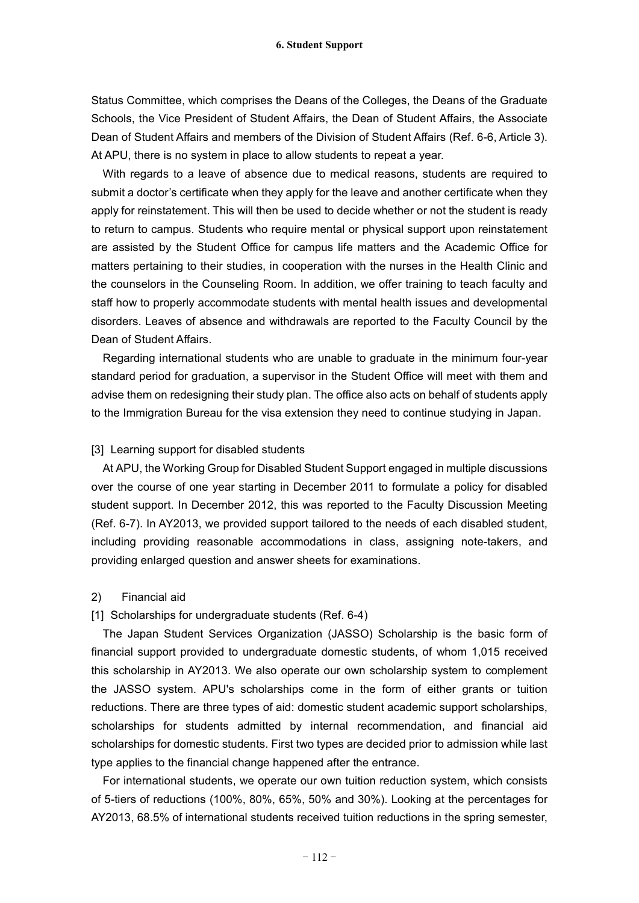Status Committee, which comprises the Deans of the Colleges, the Deans of the Graduate Schools, the Vice President of Student Affairs, the Dean of Student Affairs, the Associate Dean of Student Affairs and members of the Division of Student Affairs (Ref. 6-6, Article 3). At APU, there is no system in place to allow students to repeat a year.

With regards to a leave of absence due to medical reasons, students are required to submit a doctor's certificate when they apply for the leave and another certificate when they apply for reinstatement. This will then be used to decide whether or not the student is ready to return to campus. Students who require mental or physical support upon reinstatement are assisted by the Student Office for campus life matters and the Academic Office for matters pertaining to their studies, in cooperation with the nurses in the Health Clinic and the counselors in the Counseling Room. In addition, we offer training to teach faculty and staff how to properly accommodate students with mental health issues and developmental disorders. Leaves of absence and withdrawals are reported to the Faculty Council by the Dean of Student Affairs.

Regarding international students who are unable to graduate in the minimum four-year standard period for graduation, a supervisor in the Student Office will meet with them and advise them on redesigning their study plan. The office also acts on behalf of students apply to the Immigration Bureau for the visa extension they need to continue studying in Japan.

[3] Learning support for disabled students

At APU, the Working Group for Disabled Student Support engaged in multiple discussions over the course of one year starting in December 2011 to formulate a policy for disabled student support. In December 2012, this was reported to the Faculty Discussion Meeting (Ref. 6-7). In AY2013, we provided support tailored to the needs of each disabled student, including providing reasonable accommodations in class, assigning note-takers, and providing enlarged question and answer sheets for examinations.

2) Financial aid

[1] Scholarships for undergraduate students (Ref. 6-4)

The Japan Student Services Organization (JASSO) Scholarship is the basic form of financial support provided to undergraduate domestic students, of whom 1,015 received this scholarship in AY2013. We also operate our own scholarship system to complement the JASSO system. APU's scholarships come in the form of either grants or tuition reductions. There are three types of aid: domestic student academic support scholarships, scholarships for students admitted by internal recommendation, and financial aid scholarships for domestic students. First two types are decided prior to admission while last type applies to the financial change happened after the entrance.

For international students, we operate our own tuition reduction system, which consists of 5-tiers of reductions (100%, 80%, 65%, 50% and 30%). Looking at the percentages for AY2013, 68.5% of international students received tuition reductions in the spring semester,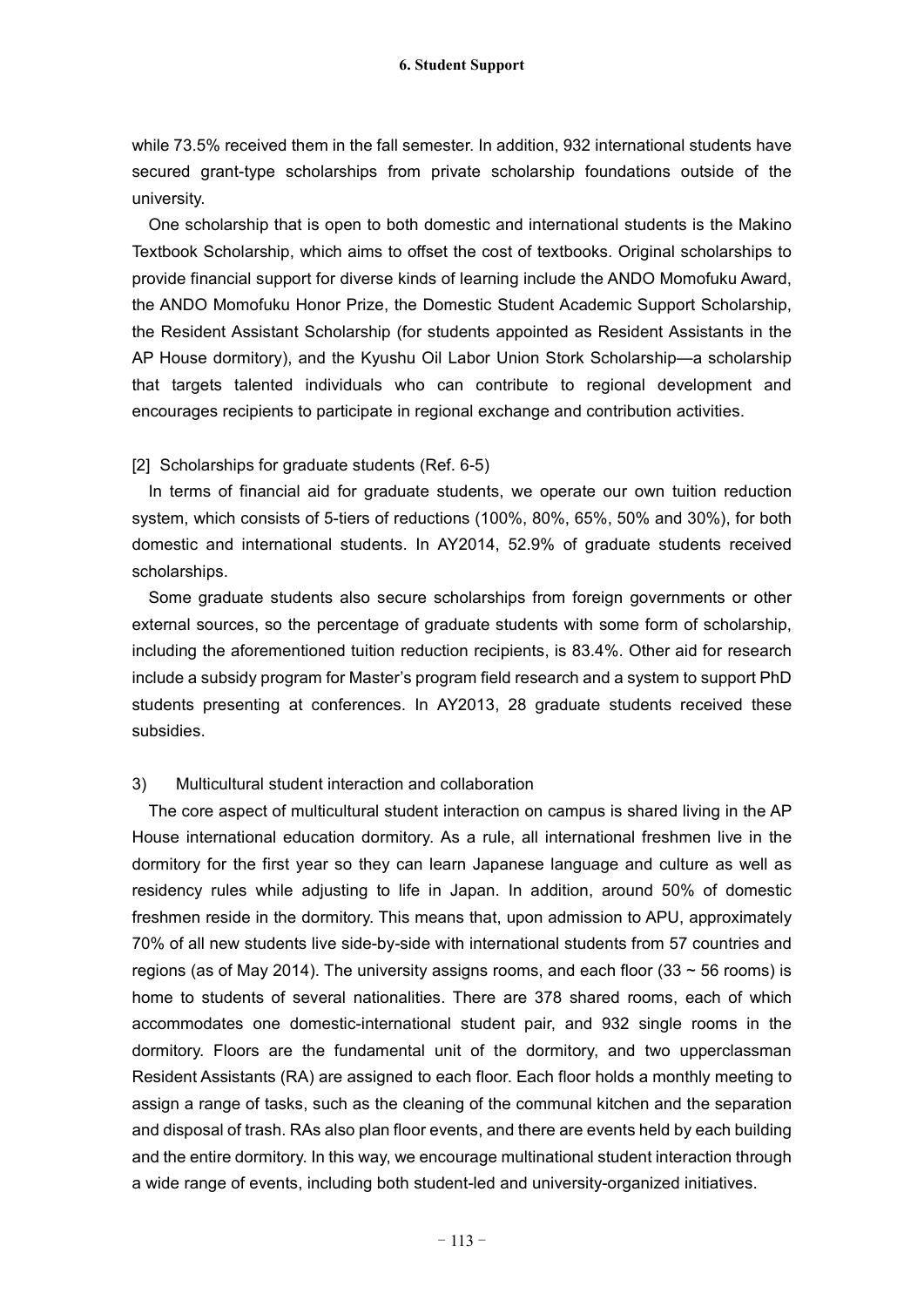while 73.5% received them in the fall semester. In addition, 932 international students have secured grant-type scholarships from private scholarship foundations outside of the university.

One scholarship that is open to both domestic and international students is the Makino Textbook Scholarship, which aims to offset the cost of textbooks. Original scholarships to provide financial support for diverse kinds of learning include the ANDO Momofuku Award, the ANDO Momofuku Honor Prize, the Domestic Student Academic Support Scholarship, the Resident Assistant Scholarship (for students appointed as Resident Assistants in the AP House dormitory), and the Kyushu Oil Labor Union Stork Scholarship—a scholarship that targets talented individuals who can contribute to regional development and encourages recipients to participate in regional exchange and contribution activities.

[2] Scholarships for graduate students (Ref. 6-5)

In terms of financial aid for graduate students, we operate our own tuition reduction system, which consists of 5-tiers of reductions (100%, 80%, 65%, 50% and 30%), for both domestic and international students. In AY2014, 52.9% of graduate students received scholarships.

Some graduate students also secure scholarships from foreign governments or other external sources, so the percentage of graduate students with some form of scholarship, including the aforementioned tuition reduction recipients, is 83.4%. Other aid for research include a subsidy program for Master's program field research and a system to support PhD students presenting at conferences. In AY2013, 28 graduate students received these subsidies.

3) Multicultural student interaction and collaboration

The core aspect of multicultural student interaction on campus is shared living in the AP House international education dormitory. As a rule, all international freshmen live in the dormitory for the first year so they can learn Japanese language and culture as well as residency rules while adjusting to life in Japan. In addition, around 50% of domestic freshmen reside in the dormitory. This means that, upon admission to APU, approximately 70% of all new students live side-by-side with international students from 57 countries and regions (as of May 2014). The university assigns rooms, and each floor (33 ~ 56 rooms) is home to students of several nationalities. There are 378 shared rooms, each of which accommodates one domestic-international student pair, and 932 single rooms in the dormitory. Floors are the fundamental unit of the dormitory, and two upperclassman Resident Assistants (RA) are assigned to each floor. Each floor holds a monthly meeting to assign a range of tasks, such as the cleaning of the communal kitchen and the separation and disposal of trash. RAs also plan floor events, and there are events held by each building and the entire dormitory. In this way, we encourage multinational student interaction through a wide range of events, including both student-led and university-organized initiatives.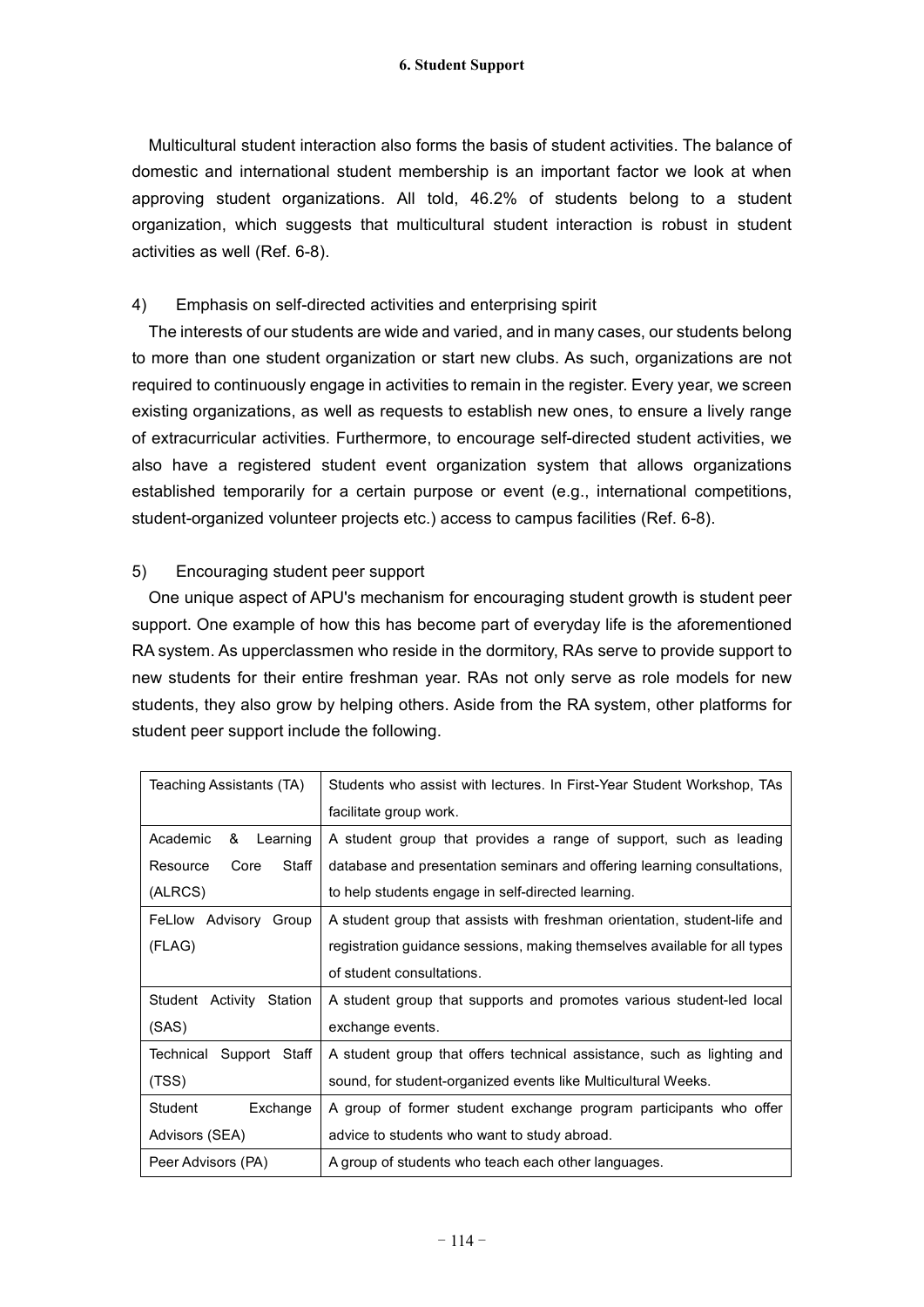Multicultural student interaction also forms the basis of student activities. The balance of domestic and international student membership is an important factor we look at when approving student organizations. All told, 46.2% of students belong to a student organization, which suggests that multicultural student interaction is robust in student activities as well (Ref. 6-8).

4) Emphasis on self-directed activities and enterprising spirit

The interests of our students are wide and varied, and in many cases, our students belong to more than one student organization or start new clubs. As such, organizations are not required to continuously engage in activities to remain in the register. Every year, we screen existing organizations, as well as requests to establish new ones, to ensure a lively range of extracurricular activities. Furthermore, to encourage self-directed student activities, we also have a registered student event organization system that allows organizations established temporarily for a certain purpose or event (e.g., international competitions, student-organized volunteer projects etc.) access to campus facilities (Ref. 6-8).

5) Encouraging student peer support

One unique aspect of APU's mechanism for encouraging student growth is student peer support. One example of how this has become part of everyday life is the aforementioned RA system. As upperclassmen who reside in the dormitory, RAs serve to provide support to new students for their entire freshman year. RAs not only serve as role models for new students, they also grow by helping others. Aside from the RA system, other platforms for student peer support include the following.

| | |
|---|---|
| Teaching Assistants (TA) | Students who assist with lectures. In First-Year Student Workshop, TAs facilitate group work. |
| Academic & Learning Resource Core Staff (ALRCS) | A student group that provides a range of support, such as leading database and presentation seminars and offering learning consultations, to help students engage in self-directed learning. |
| FeLlow Advisory Group (FLAG) | A student group that assists with freshman orientation, student-life and registration guidance sessions, making themselves available for all types of student consultations. |
| Student Activity Station (SAS) | A student group that supports and promotes various student-led local exchange events. |
| Technical Support Staff (TSS) | A student group that offers technical assistance, such as lighting and sound, for student-organized events like Multicultural Weeks. |
| Student Exchange Advisors (SEA) | A group of former student exchange program participants who offer advice to students who want to study abroad. |
| Peer Advisors (PA) | A group of students who teach each other languages. |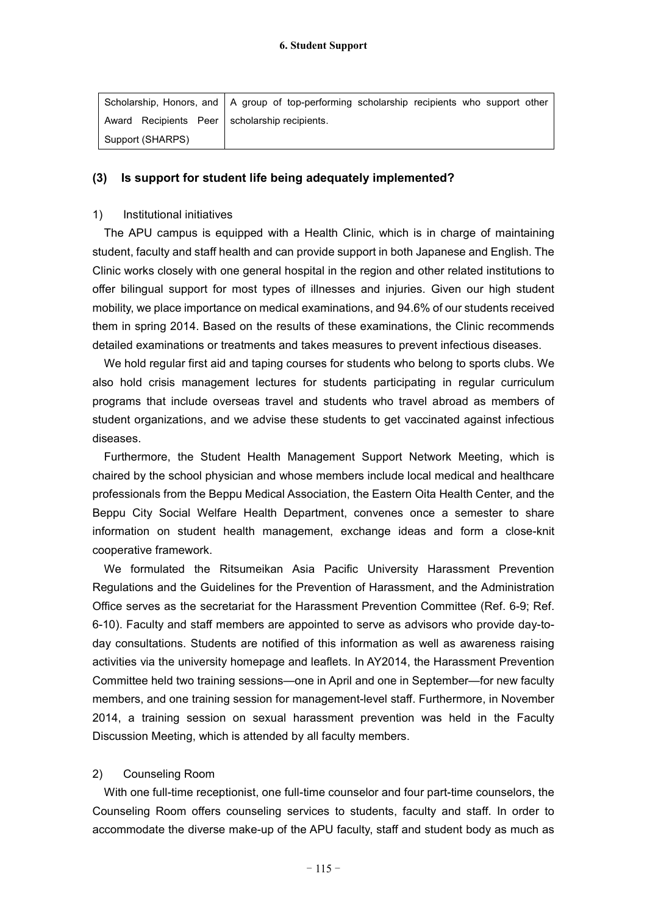| Scholarship, Honors, and Award Recipients Peer Support (SHARPS) | A group of top-performing scholarship recipients who support other scholarship recipients. |
|---|---|

### (3) Is support for student life being adequately implemented?

1) Institutional initiatives

The APU campus is equipped with a Health Clinic, which is in charge of maintaining student, faculty and staff health and can provide support in both Japanese and English. The Clinic works closely with one general hospital in the region and other related institutions to offer bilingual support for most types of illnesses and injuries. Given our high student mobility, we place importance on medical examinations, and 94.6% of our students received them in spring 2014. Based on the results of these examinations, the Clinic recommends detailed examinations or treatments and takes measures to prevent infectious diseases.

We hold regular first aid and taping courses for students who belong to sports clubs. We also hold crisis management lectures for students participating in regular curriculum programs that include overseas travel and students who travel abroad as members of student organizations, and we advise these students to get vaccinated against infectious diseases.

Furthermore, the Student Health Management Support Network Meeting, which is chaired by the school physician and whose members include local medical and healthcare professionals from the Beppu Medical Association, the Eastern Oita Health Center, and the Beppu City Social Welfare Health Department, convenes once a semester to share information on student health management, exchange ideas and form a close-knit cooperative framework.

We formulated the Ritsumeikan Asia Pacific University Harassment Prevention Regulations and the Guidelines for the Prevention of Harassment, and the Administration Office serves as the secretariat for the Harassment Prevention Committee (Ref. 6-9; Ref. 6-10). Faculty and staff members are appointed to serve as advisors who provide day-to-day consultations. Students are notified of this information as well as awareness raising activities via the university homepage and leaflets. In AY2014, the Harassment Prevention Committee held two training sessions—one in April and one in September—for new faculty members, and one training session for management-level staff. Furthermore, in November 2014, a training session on sexual harassment prevention was held in the Faculty Discussion Meeting, which is attended by all faculty members.

2) Counseling Room

With one full-time receptionist, one full-time counselor and four part-time counselors, the Counseling Room offers counseling services to students, faculty and staff. In order to accommodate the diverse make-up of the APU faculty, staff and student body as much as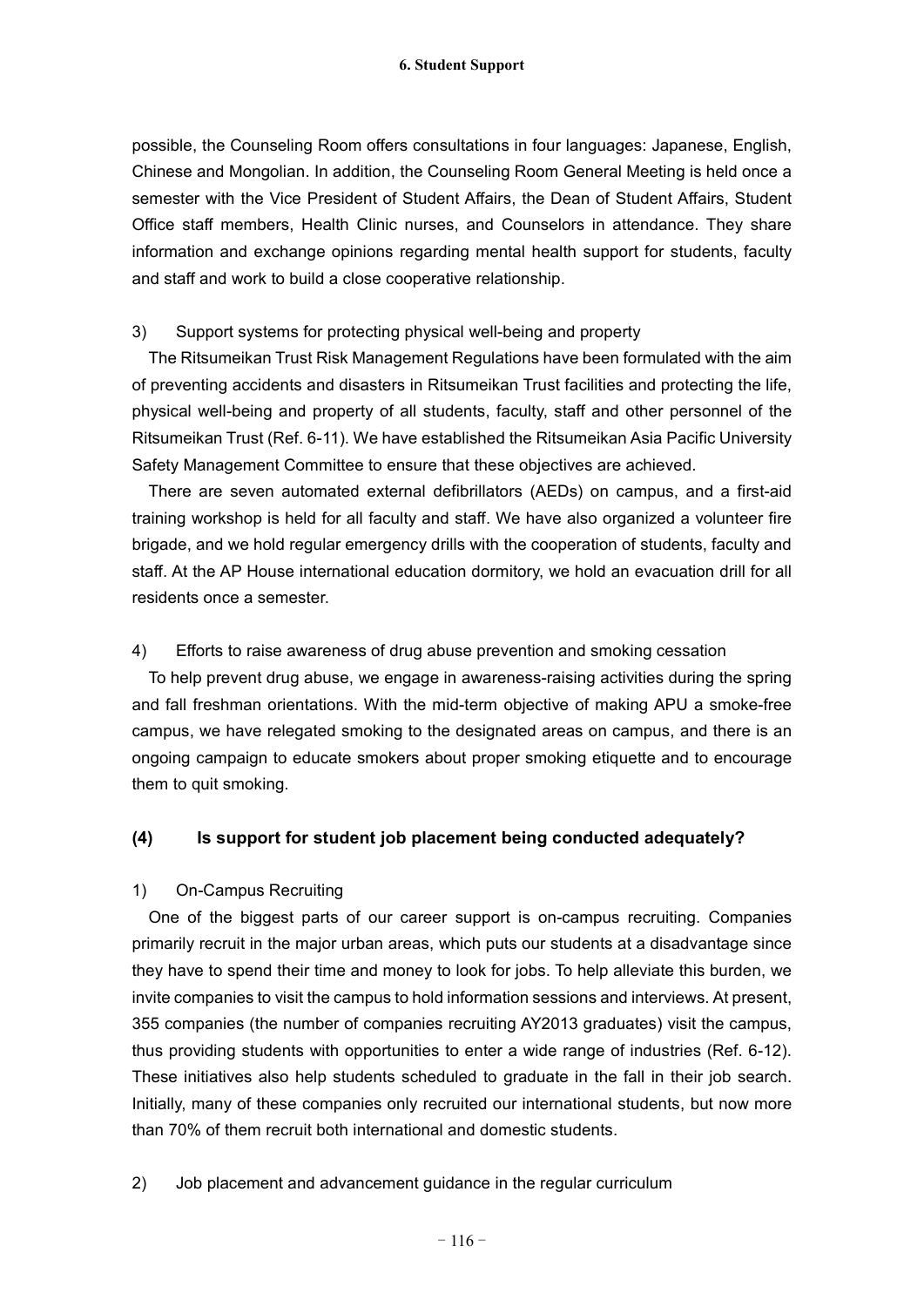possible, the Counseling Room offers consultations in four languages: Japanese, English, Chinese and Mongolian. In addition, the Counseling Room General Meeting is held once a semester with the Vice President of Student Affairs, the Dean of Student Affairs, Student Office staff members, Health Clinic nurses, and Counselors in attendance. They share information and exchange opinions regarding mental health support for students, faculty and staff and work to build a close cooperative relationship.

3) Support systems for protecting physical well-being and property

The Ritsumeikan Trust Risk Management Regulations have been formulated with the aim of preventing accidents and disasters in Ritsumeikan Trust facilities and protecting the life, physical well-being and property of all students, faculty, staff and other personnel of the Ritsumeikan Trust (Ref. 6-11). We have established the Ritsumeikan Asia Pacific University Safety Management Committee to ensure that these objectives are achieved.

There are seven automated external defibrillators (AEDs) on campus, and a first-aid training workshop is held for all faculty and staff. We have also organized a volunteer fire brigade, and we hold regular emergency drills with the cooperation of students, faculty and staff. At the AP House international education dormitory, we hold an evacuation drill for all residents once a semester.

4) Efforts to raise awareness of drug abuse prevention and smoking cessation

To help prevent drug abuse, we engage in awareness-raising activities during the spring and fall freshman orientations. With the mid-term objective of making APU a smoke-free campus, we have relegated smoking to the designated areas on campus, and there is an ongoing campaign to educate smokers about proper smoking etiquette and to encourage them to quit smoking.

### (4) Is support for student job placement being conducted adequately?

1) On-Campus Recruiting

One of the biggest parts of our career support is on-campus recruiting. Companies primarily recruit in the major urban areas, which puts our students at a disadvantage since they have to spend their time and money to look for jobs. To help alleviate this burden, we invite companies to visit the campus to hold information sessions and interviews. At present, 355 companies (the number of companies recruiting AY2013 graduates) visit the campus, thus providing students with opportunities to enter a wide range of industries (Ref. 6-12). These initiatives also help students scheduled to graduate in the fall in their job search. Initially, many of these companies only recruited our international students, but now more than 70% of them recruit both international and domestic students.

2) Job placement and advancement guidance in the regular curriculum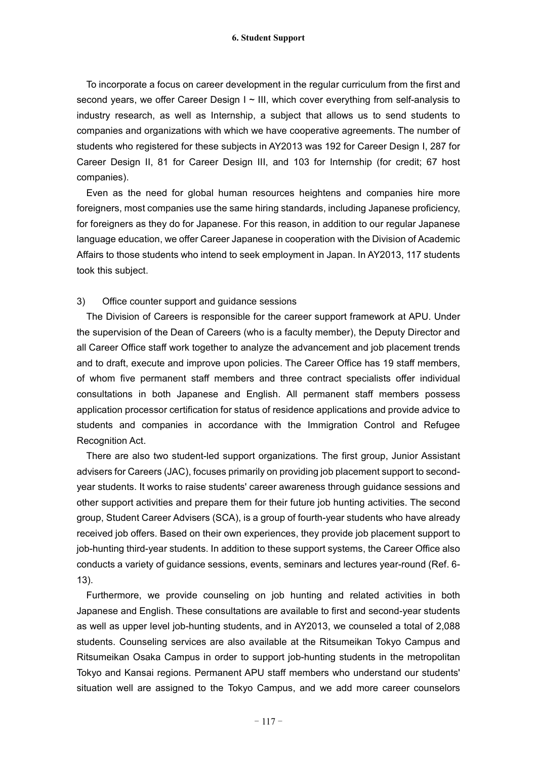To incorporate a focus on career development in the regular curriculum from the first and second years, we offer Career Design I ~ III, which cover everything from self-analysis to industry research, as well as Internship, a subject that allows us to send students to companies and organizations with which we have cooperative agreements. The number of students who registered for these subjects in AY2013 was 192 for Career Design I, 287 for Career Design II, 81 for Career Design III, and 103 for Internship (for credit; 67 host companies).

Even as the need for global human resources heightens and companies hire more foreigners, most companies use the same hiring standards, including Japanese proficiency, for foreigners as they do for Japanese. For this reason, in addition to our regular Japanese language education, we offer Career Japanese in cooperation with the Division of Academic Affairs to those students who intend to seek employment in Japan. In AY2013, 117 students took this subject.

3) Office counter support and guidance sessions

The Division of Careers is responsible for the career support framework at APU. Under the supervision of the Dean of Careers (who is a faculty member), the Deputy Director and all Career Office staff work together to analyze the advancement and job placement trends and to draft, execute and improve upon policies. The Career Office has 19 staff members, of whom five permanent staff members and three contract specialists offer individual consultations in both Japanese and English. All permanent staff members possess application processor certification for status of residence applications and provide advice to students and companies in accordance with the Immigration Control and Refugee Recognition Act.

There are also two student-led support organizations. The first group, Junior Assistant advisers for Careers (JAC), focuses primarily on providing job placement support to second-year students. It works to raise students' career awareness through guidance sessions and other support activities and prepare them for their future job hunting activities. The second group, Student Career Advisers (SCA), is a group of fourth-year students who have already received job offers. Based on their own experiences, they provide job placement support to job-hunting third-year students. In addition to these support systems, the Career Office also conducts a variety of guidance sessions, events, seminars and lectures year-round (Ref. 6-13).

Furthermore, we provide counseling on job hunting and related activities in both Japanese and English. These consultations are available to first and second-year students as well as upper level job-hunting students, and in AY2013, we counseled a total of 2,088 students. Counseling services are also available at the Ritsumeikan Tokyo Campus and Ritsumeikan Osaka Campus in order to support job-hunting students in the metropolitan Tokyo and Kansai regions. Permanent APU staff members who understand our students' situation well are assigned to the Tokyo Campus, and we add more career counselors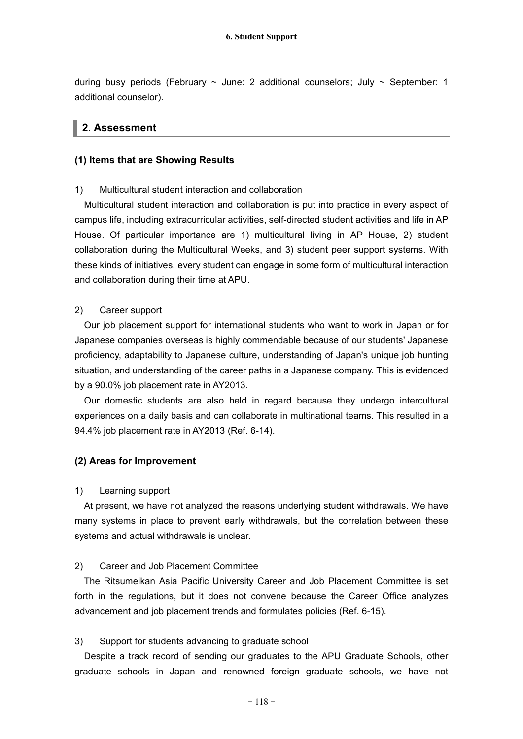during busy periods (February ~ June: 2 additional counselors; July ~ September: 1 additional counselor).

## 2. Assessment

### (1) Items that are Showing Results

1) Multicultural student interaction and collaboration

Multicultural student interaction and collaboration is put into practice in every aspect of campus life, including extracurricular activities, self-directed student activities and life in AP House. Of particular importance are 1) multicultural living in AP House, 2) student collaboration during the Multicultural Weeks, and 3) student peer support systems. With these kinds of initiatives, every student can engage in some form of multicultural interaction and collaboration during their time at APU.

2) Career support

Our job placement support for international students who want to work in Japan or for Japanese companies overseas is highly commendable because of our students' Japanese proficiency, adaptability to Japanese culture, understanding of Japan's unique job hunting situation, and understanding of the career paths in a Japanese company. This is evidenced by a 90.0% job placement rate in AY2013.

Our domestic students are also held in regard because they undergo intercultural experiences on a daily basis and can collaborate in multinational teams. This resulted in a 94.4% job placement rate in AY2013 (Ref. 6-14).

### (2) Areas for Improvement

1) Learning support

At present, we have not analyzed the reasons underlying student withdrawals. We have many systems in place to prevent early withdrawals, but the correlation between these systems and actual withdrawals is unclear.

2) Career and Job Placement Committee

The Ritsumeikan Asia Pacific University Career and Job Placement Committee is set forth in the regulations, but it does not convene because the Career Office analyzes advancement and job placement trends and formulates policies (Ref. 6-15).

3) Support for students advancing to graduate school

Despite a track record of sending our graduates to the APU Graduate Schools, other graduate schools in Japan and renowned foreign graduate schools, we have not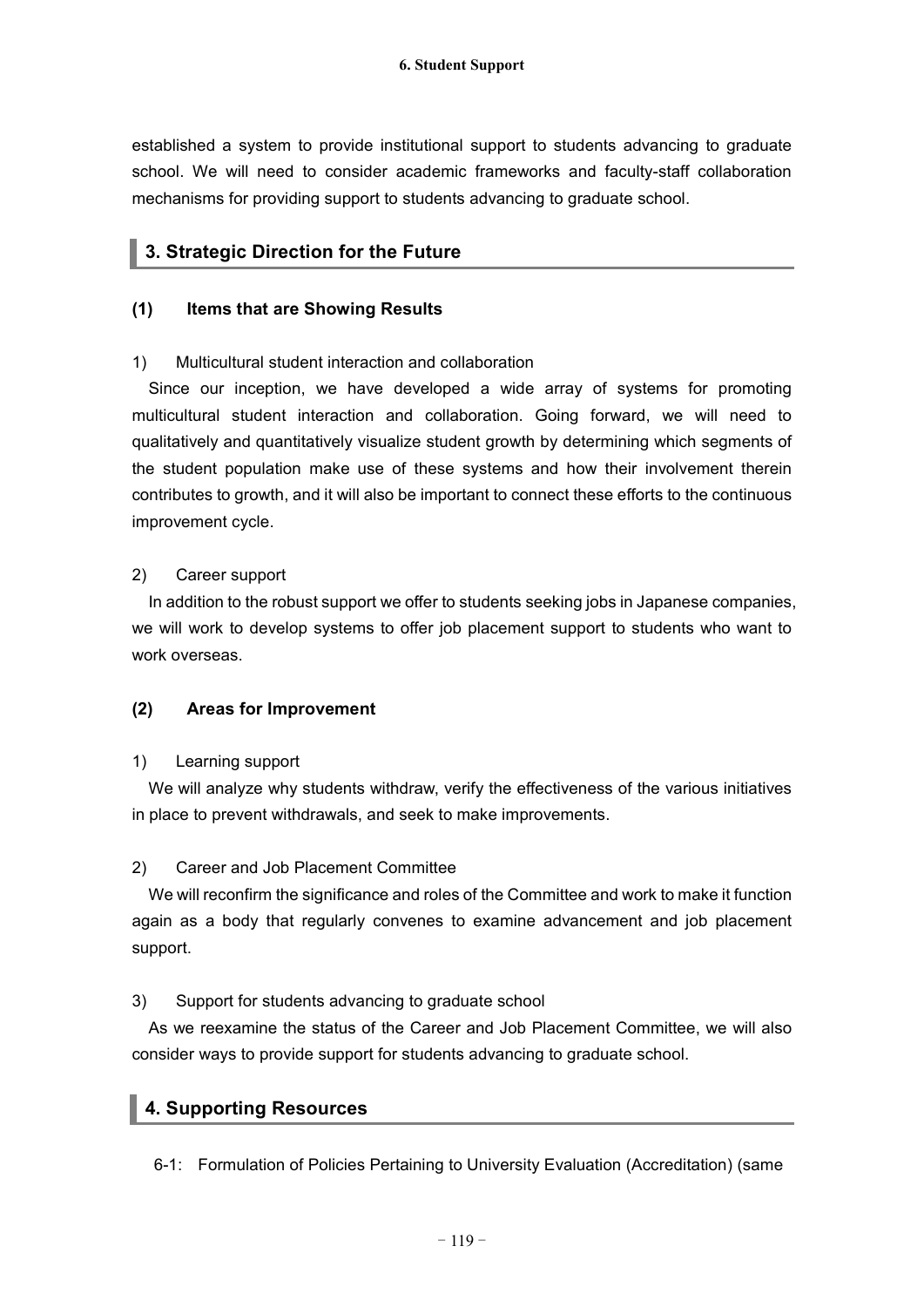established a system to provide institutional support to students advancing to graduate school. We will need to consider academic frameworks and faculty-staff collaboration mechanisms for providing support to students advancing to graduate school.

## 3. Strategic Direction for the Future

### (1) Items that are Showing Results

1) Multicultural student interaction and collaboration

Since our inception, we have developed a wide array of systems for promoting multicultural student interaction and collaboration. Going forward, we will need to qualitatively and quantitatively visualize student growth by determining which segments of the student population make use of these systems and how their involvement therein contributes to growth, and it will also be important to connect these efforts to the continuous improvement cycle.

2) Career support

In addition to the robust support we offer to students seeking jobs in Japanese companies, we will work to develop systems to offer job placement support to students who want to work overseas.

### (2) Areas for Improvement

1) Learning support

We will analyze why students withdraw, verify the effectiveness of the various initiatives in place to prevent withdrawals, and seek to make improvements.

2) Career and Job Placement Committee

We will reconfirm the significance and roles of the Committee and work to make it function again as a body that regularly convenes to examine advancement and job placement support.

3) Support for students advancing to graduate school

As we reexamine the status of the Career and Job Placement Committee, we will also consider ways to provide support for students advancing to graduate school.

## 4. Supporting Resources

6-1: Formulation of Policies Pertaining to University Evaluation (Accreditation) (same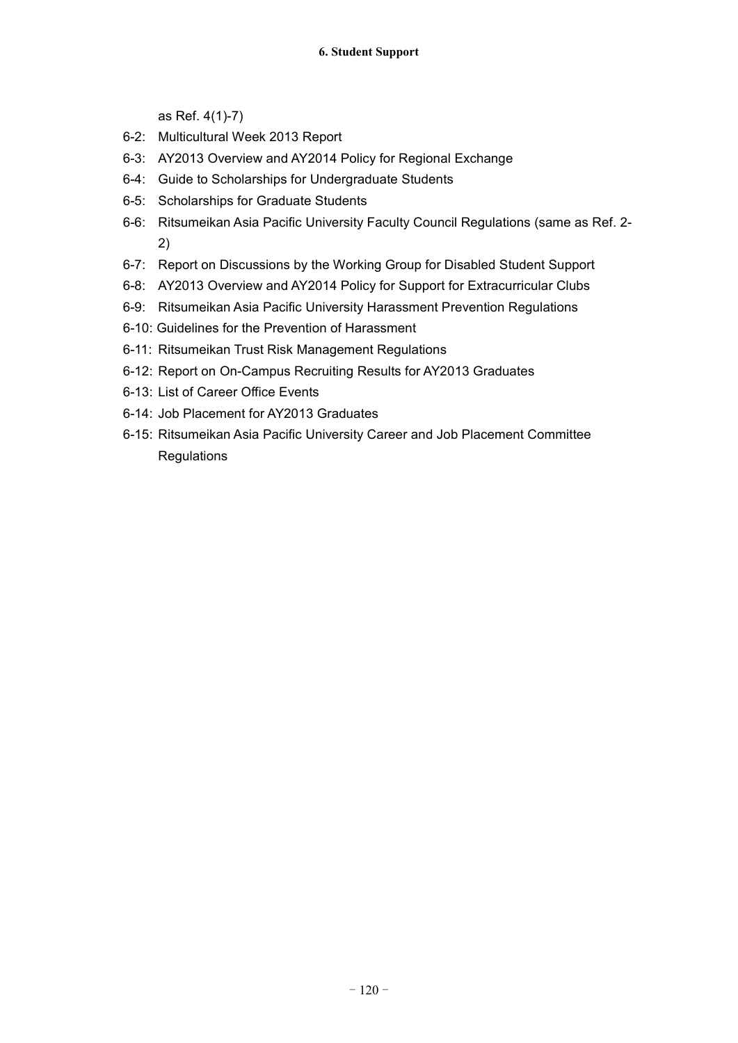as Ref. 4(1)-7)

- 6-2: Multicultural Week 2013 Report
- 6-3: AY2013 Overview and AY2014 Policy for Regional Exchange
- 6-4: Guide to Scholarships for Undergraduate Students
- 6-5: Scholarships for Graduate Students
- 6-6: Ritsumeikan Asia Pacific University Faculty Council Regulations (same as Ref. 2-2)
- 6-7: Report on Discussions by the Working Group for Disabled Student Support
- 6-8: AY2013 Overview and AY2014 Policy for Support for Extracurricular Clubs
- 6-9: Ritsumeikan Asia Pacific University Harassment Prevention Regulations
- 6-10: Guidelines for the Prevention of Harassment
- 6-11: Ritsumeikan Trust Risk Management Regulations
- 6-12: Report on On-Campus Recruiting Results for AY2013 Graduates
- 6-13: List of Career Office Events
- 6-14: Job Placement for AY2013 Graduates
- 6-15: Ritsumeikan Asia Pacific University Career and Job Placement Committee Regulations